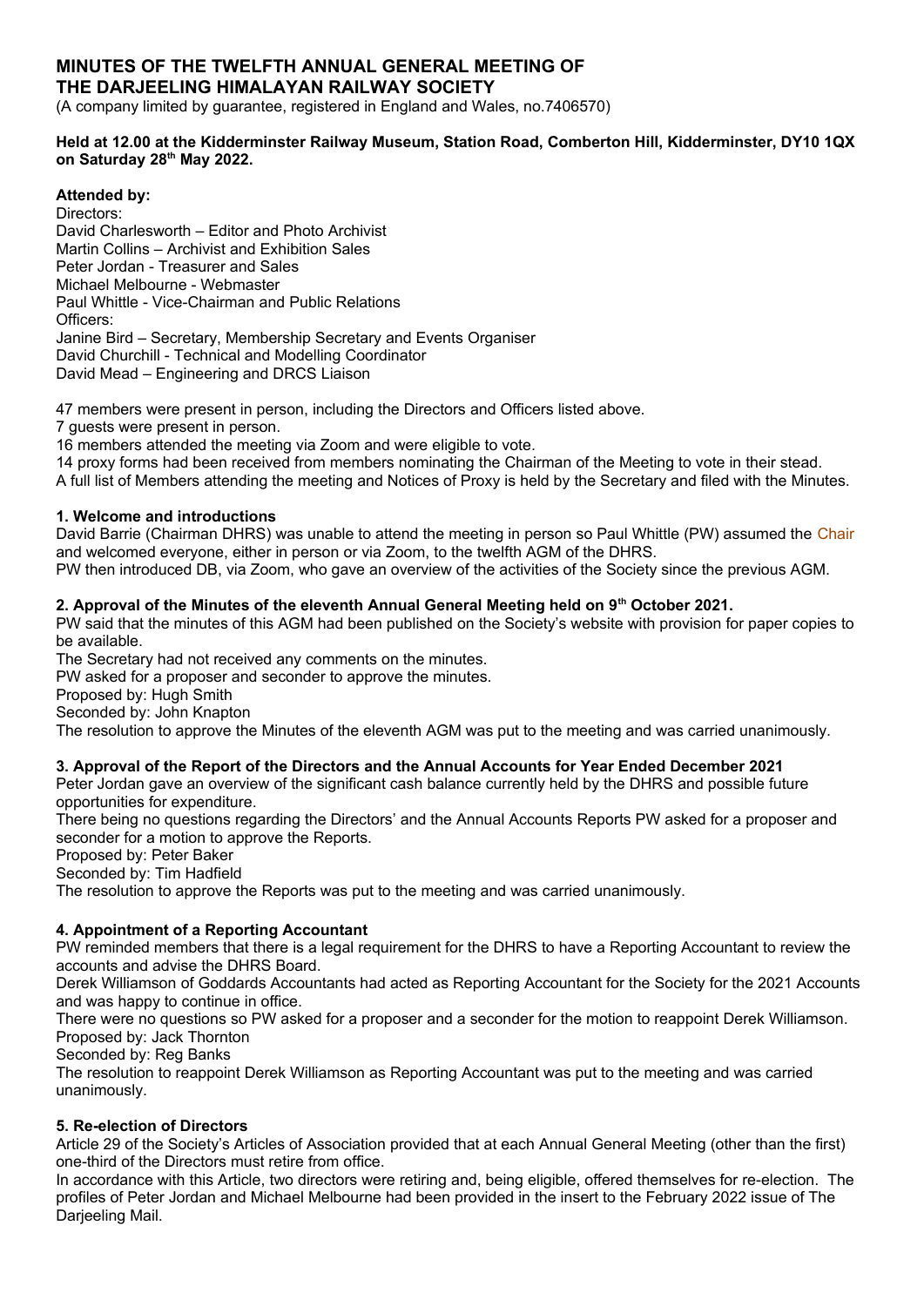# MINUTES OF THE TWELFTH ANNUAL GENERAL MEETING OF THE DARJEELING HIMALAYAN RAILWAY SOCIETY

(A company limited by guarantee, registered in England and Wales, no.7406570)

**Held at 12.00 at the Kidderminster Railway Museum, Station Road, Comberton Hill, Kidderminster, DY10 1QX on Saturday 28th May 2022.**

**Attended by:**

Directors:
David Charlesworth – Editor and Photo Archivist
Martin Collins – Archivist and Exhibition Sales
Peter Jordan - Treasurer and Sales
Michael Melbourne - Webmaster
Paul Whittle - Vice-Chairman and Public Relations
Officers:
Janine Bird – Secretary, Membership Secretary and Events Organiser
David Churchill - Technical and Modelling Coordinator
David Mead – Engineering and DRCS Liaison

47 members were present in person, including the Directors and Officers listed above.
7 guests were present in person.
16 members attended the meeting via Zoom and were eligible to vote.
14 proxy forms had been received from members nominating the Chairman of the Meeting to vote in their stead.
A full list of Members attending the meeting and Notices of Proxy is held by the Secretary and filed with the Minutes.

### 1. Welcome and introductions

David Barrie (Chairman DHRS) was unable to attend the meeting in person so Paul Whittle (PW) assumed the Chair and welcomed everyone, either in person or via Zoom, to the twelfth AGM of the DHRS.
PW then introduced DB, via Zoom, who gave an overview of the activities of the Society since the previous AGM.

### 2. Approval of the Minutes of the eleventh Annual General Meeting held on 9th October 2021.

PW said that the minutes of this AGM had been published on the Society's website with provision for paper copies to be available.
The Secretary had not received any comments on the minutes.
PW asked for a proposer and seconder to approve the minutes.
Proposed by: Hugh Smith
Seconded by: John Knapton
The resolution to approve the Minutes of the eleventh AGM was put to the meeting and was carried unanimously.

### 3. Approval of the Report of the Directors and the Annual Accounts for Year Ended December 2021

Peter Jordan gave an overview of the significant cash balance currently held by the DHRS and possible future opportunities for expenditure.
There being no questions regarding the Directors' and the Annual Accounts Reports PW asked for a proposer and seconder for a motion to approve the Reports.
Proposed by: Peter Baker
Seconded by: Tim Hadfield
The resolution to approve the Reports was put to the meeting and was carried unanimously.

### 4. Appointment of a Reporting Accountant

PW reminded members that there is a legal requirement for the DHRS to have a Reporting Accountant to review the accounts and advise the DHRS Board.
Derek Williamson of Goddards Accountants had acted as Reporting Accountant for the Society for the 2021 Accounts and was happy to continue in office.
There were no questions so PW asked for a proposer and a seconder for the motion to reappoint Derek Williamson.
Proposed by: Jack Thornton
Seconded by: Reg Banks
The resolution to reappoint Derek Williamson as Reporting Accountant was put to the meeting and was carried unanimously.

### 5. Re-election of Directors

Article 29 of the Society's Articles of Association provided that at each Annual General Meeting (other than the first) one-third of the Directors must retire from office.
In accordance with this Article, two directors were retiring and, being eligible, offered themselves for re-election. The profiles of Peter Jordan and Michael Melbourne had been provided in the insert to the February 2022 issue of The Darjeeling Mail.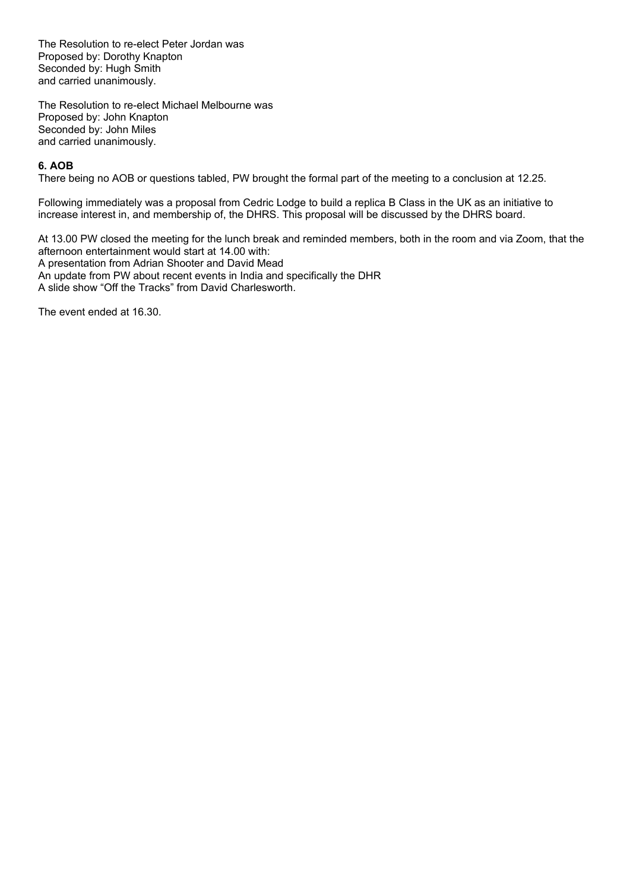The Resolution to re-elect Peter Jordan was
Proposed by: Dorothy Knapton
Seconded by: Hugh Smith
and carried unanimously.

The Resolution to re-elect Michael Melbourne was
Proposed by: John Knapton
Seconded by: John Miles
and carried unanimously.

**6. AOB**

There being no AOB or questions tabled, PW brought the formal part of the meeting to a conclusion at 12.25.

Following immediately was a proposal from Cedric Lodge to build a replica B Class in the UK as an initiative to increase interest in, and membership of, the DHRS. This proposal will be discussed by the DHRS board.

At 13.00 PW closed the meeting for the lunch break and reminded members, both in the room and via Zoom, that the afternoon entertainment would start at 14.00 with:
A presentation from Adrian Shooter and David Mead
An update from PW about recent events in India and specifically the DHR
A slide show "Off the Tracks" from David Charlesworth.

The event ended at 16.30.